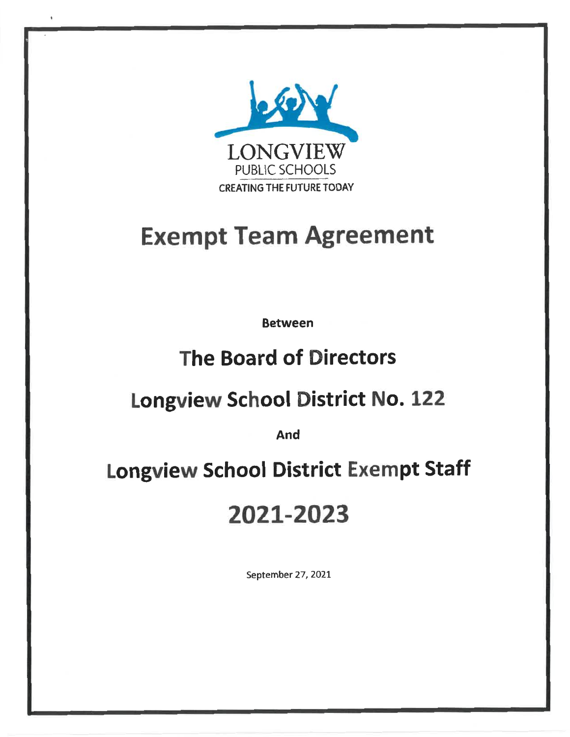LONGVIEW
PUBLIC SCHOOLS
CREATING THE FUTURE TODAY

# Exempt Team Agreement

**Between**

## The Board of Directors

## Longview School District No. 122

**And**

## Longview School District Exempt Staff

# 2021-2023

September 27, 2021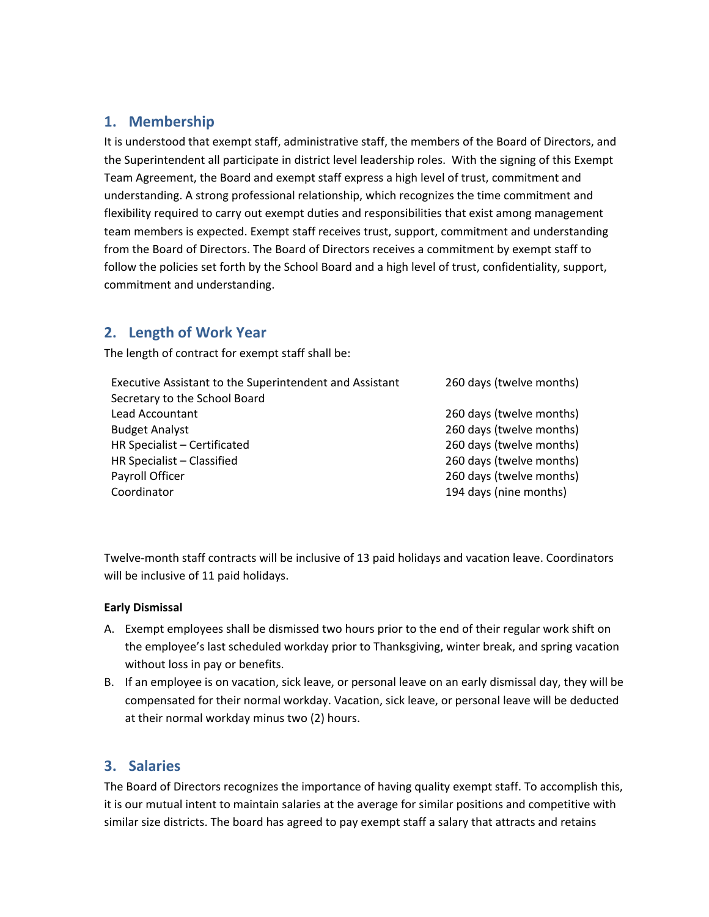## 1. Membership

It is understood that exempt staff, administrative staff, the members of the Board of Directors, and the Superintendent all participate in district level leadership roles. With the signing of this Exempt Team Agreement, the Board and exempt staff express a high level of trust, commitment and understanding. A strong professional relationship, which recognizes the time commitment and flexibility required to carry out exempt duties and responsibilities that exist among management team members is expected. Exempt staff receives trust, support, commitment and understanding from the Board of Directors. The Board of Directors receives a commitment by exempt staff to follow the policies set forth by the School Board and a high level of trust, confidentiality, support, commitment and understanding.

## 2. Length of Work Year

The length of contract for exempt staff shall be:

| | |
|---|---|
| Executive Assistant to the Superintendent and Assistant Secretary to the School Board | 260 days (twelve months) |
| Lead Accountant | 260 days (twelve months) |
| Budget Analyst | 260 days (twelve months) |
| HR Specialist – Certificated | 260 days (twelve months) |
| HR Specialist – Classified | 260 days (twelve months) |
| Payroll Officer | 260 days (twelve months) |
| Coordinator | 194 days (nine months) |

Twelve-month staff contracts will be inclusive of 13 paid holidays and vacation leave. Coordinators will be inclusive of 11 paid holidays.

**Early Dismissal**

A. Exempt employees shall be dismissed two hours prior to the end of their regular work shift on the employee's last scheduled workday prior to Thanksgiving, winter break, and spring vacation without loss in pay or benefits.

B. If an employee is on vacation, sick leave, or personal leave on an early dismissal day, they will be compensated for their normal workday. Vacation, sick leave, or personal leave will be deducted at their normal workday minus two (2) hours.

## 3. Salaries

The Board of Directors recognizes the importance of having quality exempt staff. To accomplish this, it is our mutual intent to maintain salaries at the average for similar positions and competitive with similar size districts. The board has agreed to pay exempt staff a salary that attracts and retains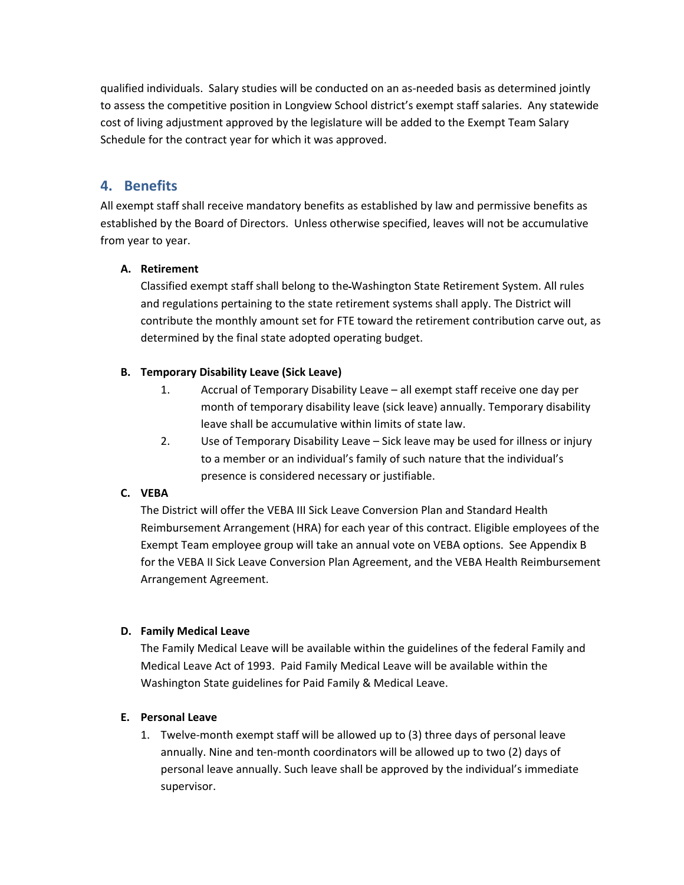qualified individuals. Salary studies will be conducted on an as-needed basis as determined jointly to assess the competitive position in Longview School district's exempt staff salaries. Any statewide cost of living adjustment approved by the legislature will be added to the Exempt Team Salary Schedule for the contract year for which it was approved.

## 4. Benefits

All exempt staff shall receive mandatory benefits as established by law and permissive benefits as established by the Board of Directors. Unless otherwise specified, leaves will not be accumulative from year to year.

**A. Retirement**

Classified exempt staff shall belong to the Washington State Retirement System. All rules and regulations pertaining to the state retirement systems shall apply. The District will contribute the monthly amount set for FTE toward the retirement contribution carve out, as determined by the final state adopted operating budget.

**B. Temporary Disability Leave (Sick Leave)**

1. Accrual of Temporary Disability Leave – all exempt staff receive one day per month of temporary disability leave (sick leave) annually. Temporary disability leave shall be accumulative within limits of state law.
2. Use of Temporary Disability Leave – Sick leave may be used for illness or injury to a member or an individual's family of such nature that the individual's presence is considered necessary or justifiable.

**C. VEBA**

The District will offer the VEBA III Sick Leave Conversion Plan and Standard Health Reimbursement Arrangement (HRA) for each year of this contract. Eligible employees of the Exempt Team employee group will take an annual vote on VEBA options. See Appendix B for the VEBA II Sick Leave Conversion Plan Agreement, and the VEBA Health Reimbursement Arrangement Agreement.

**D. Family Medical Leave**

The Family Medical Leave will be available within the guidelines of the federal Family and Medical Leave Act of 1993. Paid Family Medical Leave will be available within the Washington State guidelines for Paid Family & Medical Leave.

**E. Personal Leave**

1. Twelve-month exempt staff will be allowed up to (3) three days of personal leave annually. Nine and ten-month coordinators will be allowed up to two (2) days of personal leave annually. Such leave shall be approved by the individual's immediate supervisor.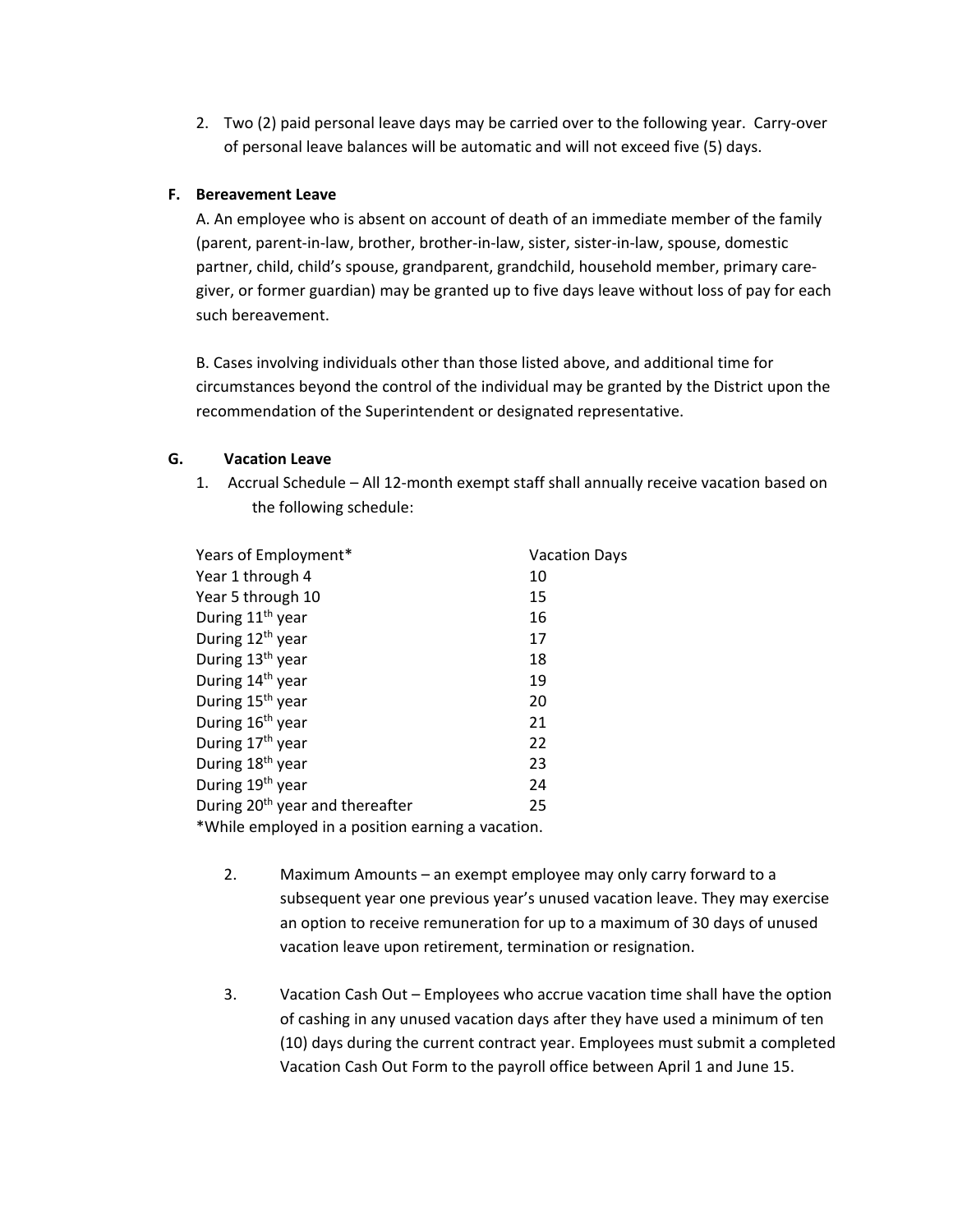2. Two (2) paid personal leave days may be carried over to the following year. Carry-over of personal leave balances will be automatic and will not exceed five (5) days.

**F. Bereavement Leave**

A. An employee who is absent on account of death of an immediate member of the family (parent, parent-in-law, brother, brother-in-law, sister, sister-in-law, spouse, domestic partner, child, child's spouse, grandparent, grandchild, household member, primary care-giver, or former guardian) may be granted up to five days leave without loss of pay for each such bereavement.

B. Cases involving individuals other than those listed above, and additional time for circumstances beyond the control of the individual may be granted by the District upon the recommendation of the Superintendent or designated representative.

**G. Vacation Leave**

1. Accrual Schedule – All 12-month exempt staff shall annually receive vacation based on the following schedule:

| Years of Employment* | Vacation Days |
| --- | --- |
| Year 1 through 4 | 10 |
| Year 5 through 10 | 15 |
| During 11th year | 16 |
| During 12th year | 17 |
| During 13th year | 18 |
| During 14th year | 19 |
| During 15th year | 20 |
| During 16th year | 21 |
| During 17th year | 22 |
| During 18th year | 23 |
| During 19th year | 24 |
| During 20th year and thereafter | 25 |

*While employed in a position earning a vacation.

2. Maximum Amounts – an exempt employee may only carry forward to a subsequent year one previous year's unused vacation leave. They may exercise an option to receive remuneration for up to a maximum of 30 days of unused vacation leave upon retirement, termination or resignation.

3. Vacation Cash Out – Employees who accrue vacation time shall have the option of cashing in any unused vacation days after they have used a minimum of ten (10) days during the current contract year. Employees must submit a completed Vacation Cash Out Form to the payroll office between April 1 and June 15.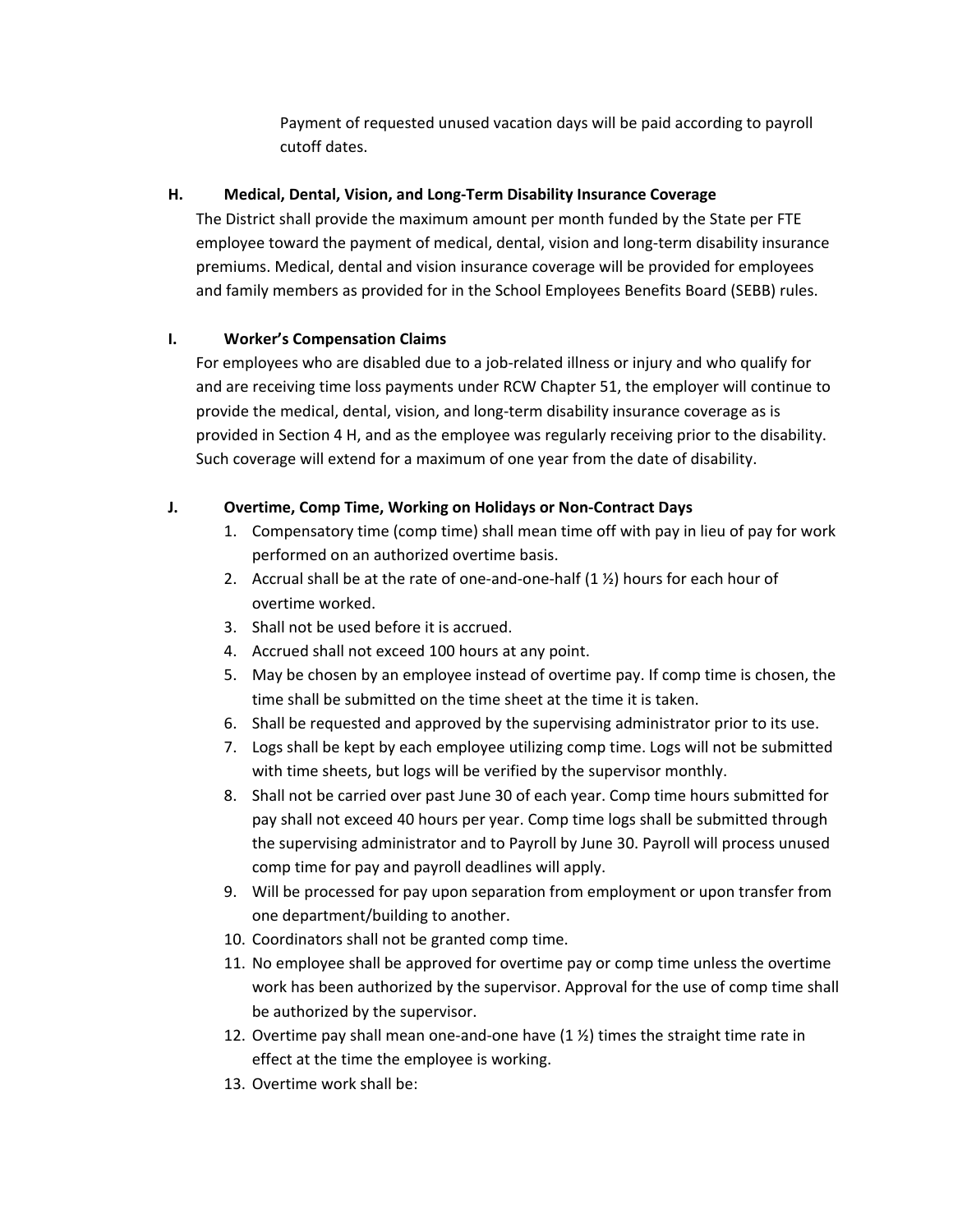Payment of requested unused vacation days will be paid according to payroll cutoff dates.

**H. Medical, Dental, Vision, and Long-Term Disability Insurance Coverage**

The District shall provide the maximum amount per month funded by the State per FTE employee toward the payment of medical, dental, vision and long-term disability insurance premiums. Medical, dental and vision insurance coverage will be provided for employees and family members as provided for in the School Employees Benefits Board (SEBB) rules.

**I. Worker's Compensation Claims**

For employees who are disabled due to a job-related illness or injury and who qualify for and are receiving time loss payments under RCW Chapter 51, the employer will continue to provide the medical, dental, vision, and long-term disability insurance coverage as is provided in Section 4 H, and as the employee was regularly receiving prior to the disability. Such coverage will extend for a maximum of one year from the date of disability.

**J. Overtime, Comp Time, Working on Holidays or Non-Contract Days**

1. Compensatory time (comp time) shall mean time off with pay in lieu of pay for work performed on an authorized overtime basis.
2. Accrual shall be at the rate of one-and-one-half (1 ½) hours for each hour of overtime worked.
3. Shall not be used before it is accrued.
4. Accrued shall not exceed 100 hours at any point.
5. May be chosen by an employee instead of overtime pay. If comp time is chosen, the time shall be submitted on the time sheet at the time it is taken.
6. Shall be requested and approved by the supervising administrator prior to its use.
7. Logs shall be kept by each employee utilizing comp time. Logs will not be submitted with time sheets, but logs will be verified by the supervisor monthly.
8. Shall not be carried over past June 30 of each year. Comp time hours submitted for pay shall not exceed 40 hours per year. Comp time logs shall be submitted through the supervising administrator and to Payroll by June 30. Payroll will process unused comp time for pay and payroll deadlines will apply.
9. Will be processed for pay upon separation from employment or upon transfer from one department/building to another.
10. Coordinators shall not be granted comp time.
11. No employee shall be approved for overtime pay or comp time unless the overtime work has been authorized by the supervisor. Approval for the use of comp time shall be authorized by the supervisor.
12. Overtime pay shall mean one-and-one have (1 ½) times the straight time rate in effect at the time the employee is working.
13. Overtime work shall be: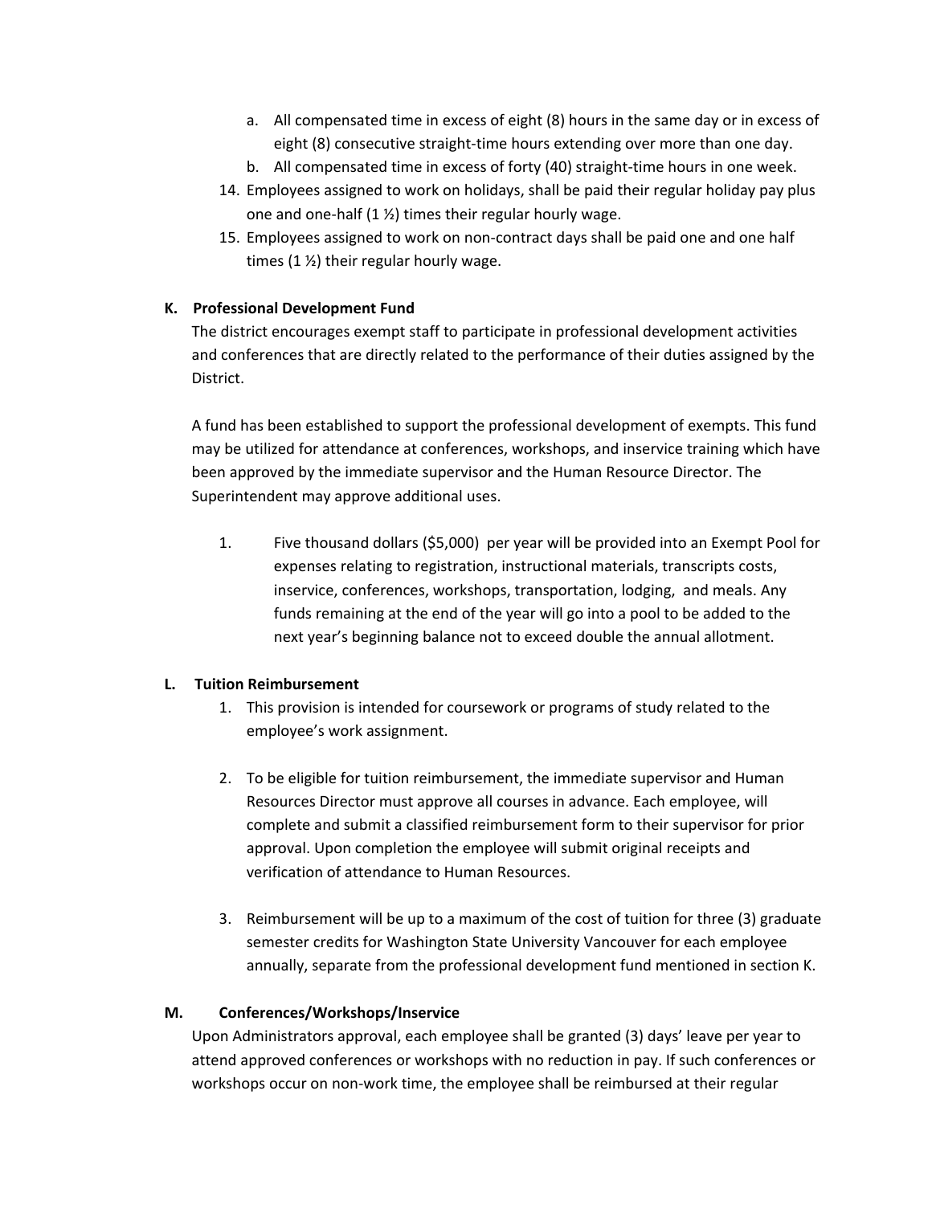a. All compensated time in excess of eight (8) hours in the same day or in excess of eight (8) consecutive straight-time hours extending over more than one day.
b. All compensated time in excess of forty (40) straight-time hours in one week.

14. Employees assigned to work on holidays, shall be paid their regular holiday pay plus one and one-half (1 ½) times their regular hourly wage.
15. Employees assigned to work on non-contract days shall be paid one and one half times (1 ½) their regular hourly wage.

**K. Professional Development Fund**

The district encourages exempt staff to participate in professional development activities and conferences that are directly related to the performance of their duties assigned by the District.

A fund has been established to support the professional development of exempts. This fund may be utilized for attendance at conferences, workshops, and inservice training which have been approved by the immediate supervisor and the Human Resource Director. The Superintendent may approve additional uses.

1. Five thousand dollars ($5,000) per year will be provided into an Exempt Pool for expenses relating to registration, instructional materials, transcripts costs, inservice, conferences, workshops, transportation, lodging, and meals. Any funds remaining at the end of the year will go into a pool to be added to the next year's beginning balance not to exceed double the annual allotment.

**L. Tuition Reimbursement**

1. This provision is intended for coursework or programs of study related to the employee's work assignment.

2. To be eligible for tuition reimbursement, the immediate supervisor and Human Resources Director must approve all courses in advance. Each employee, will complete and submit a classified reimbursement form to their supervisor for prior approval. Upon completion the employee will submit original receipts and verification of attendance to Human Resources.

3. Reimbursement will be up to a maximum of the cost of tuition for three (3) graduate semester credits for Washington State University Vancouver for each employee annually, separate from the professional development fund mentioned in section K.

**M. Conferences/Workshops/Inservice**

Upon Administrators approval, each employee shall be granted (3) days' leave per year to attend approved conferences or workshops with no reduction in pay. If such conferences or workshops occur on non-work time, the employee shall be reimbursed at their regular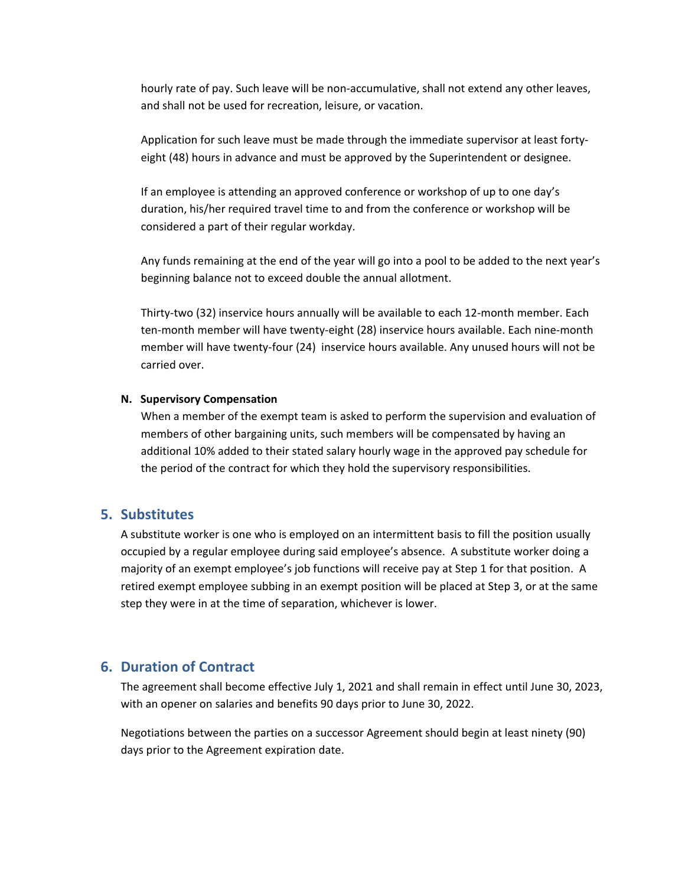hourly rate of pay. Such leave will be non-accumulative, shall not extend any other leaves, and shall not be used for recreation, leisure, or vacation.

Application for such leave must be made through the immediate supervisor at least forty-eight (48) hours in advance and must be approved by the Superintendent or designee.

If an employee is attending an approved conference or workshop of up to one day's duration, his/her required travel time to and from the conference or workshop will be considered a part of their regular workday.

Any funds remaining at the end of the year will go into a pool to be added to the next year's beginning balance not to exceed double the annual allotment.

Thirty-two (32) inservice hours annually will be available to each 12-month member. Each ten-month member will have twenty-eight (28) inservice hours available. Each nine-month member will have twenty-four (24) inservice hours available. Any unused hours will not be carried over.

**N. Supervisory Compensation**

When a member of the exempt team is asked to perform the supervision and evaluation of members of other bargaining units, such members will be compensated by having an additional 10% added to their stated salary hourly wage in the approved pay schedule for the period of the contract for which they hold the supervisory responsibilities.

## 5. Substitutes

A substitute worker is one who is employed on an intermittent basis to fill the position usually occupied by a regular employee during said employee's absence. A substitute worker doing a majority of an exempt employee's job functions will receive pay at Step 1 for that position. A retired exempt employee subbing in an exempt position will be placed at Step 3, or at the same step they were in at the time of separation, whichever is lower.

## 6. Duration of Contract

The agreement shall become effective July 1, 2021 and shall remain in effect until June 30, 2023, with an opener on salaries and benefits 90 days prior to June 30, 2022.

Negotiations between the parties on a successor Agreement should begin at least ninety (90) days prior to the Agreement expiration date.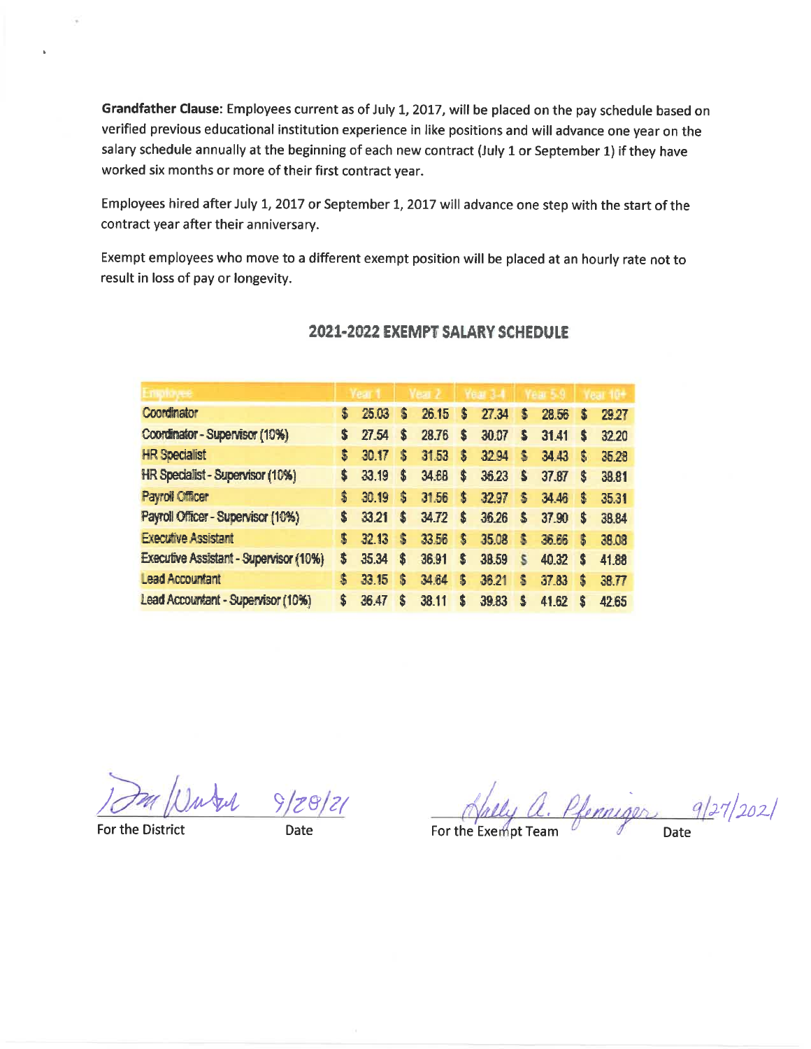**Grandfather Clause**: Employees current as of July 1, 2017, will be placed on the pay schedule based on verified previous educational institution experience in like positions and will advance one year on the salary schedule annually at the beginning of each new contract (July 1 or September 1) if they have worked six months or more of their first contract year.

Employees hired after July 1, 2017 or September 1, 2017 will advance one step with the start of the contract year after their anniversary.

Exempt employees who move to a different exempt position will be placed at an hourly rate not to result in loss of pay or longevity.

## 2021-2022 EXEMPT SALARY SCHEDULE

| Employee | Year 1 | Year 2 | Year 3-4 | Year 5-9 | Year 10+ |
|---|---|---|---|---|---|
| Coordinator | $ 25.03 | $ 26.15 | $ 27.34 | $ 28.56 | $ 29.27 |
| Coordinator - Supervisor (10%) | $ 27.54 | $ 28.76 | $ 30.07 | $ 31.41 | $ 32.20 |
| HR Specialist | $ 30.17 | $ 31.53 | $ 32.94 | $ 34.43 | $ 35.28 |
| HR Specialist - Supervisor (10%) | $ 33.19 | $ 34.68 | $ 36.23 | $ 37.87 | $ 38.81 |
| Payroll Officer | $ 30.19 | $ 31.56 | $ 32.97 | $ 34.46 | $ 35.31 |
| Payroll Officer - Supervisor (10%) | $ 33.21 | $ 34.72 | $ 36.26 | $ 37.90 | $ 38.84 |
| Executive Assistant | $ 32.13 | $ 33.56 | $ 35.08 | $ 36.66 | $ 38.08 |
| Executive Assistant - Supervisor (10%) | $ 35.34 | $ 36.91 | $ 38.59 | $ 40.32 | $ 41.88 |
| Lead Accountant | $ 33.15 | $ 34.64 | $ 36.21 | $ 37.83 | $ 38.77 |
| Lead Accountant - Supervisor (10%) | $ 36.47 | $ 38.11 | $ 39.83 | $ 41.62 | $ 42.65 |

9/28/21

For the District    Date

9/27/2021

For the Exempt Team    Date